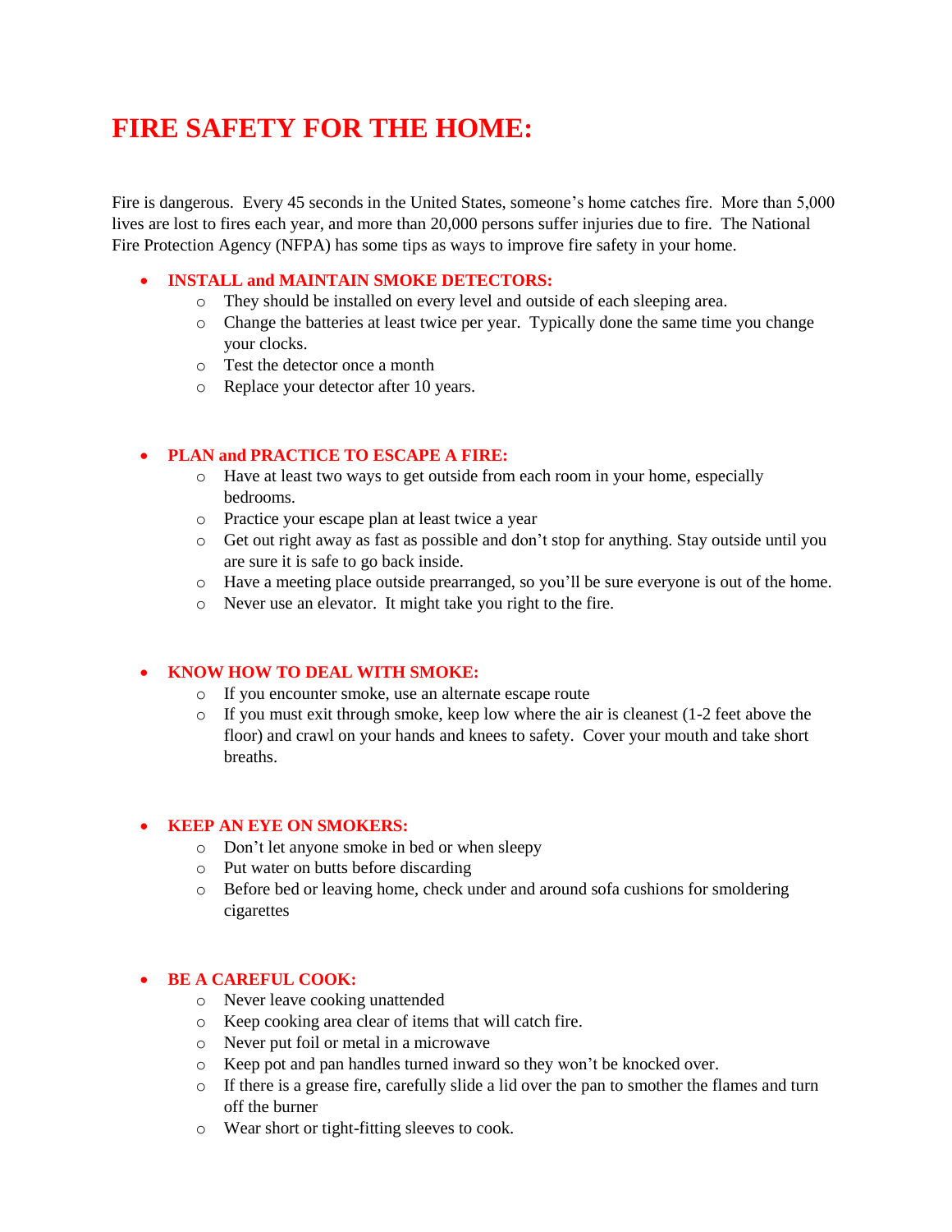# FIRE SAFETY FOR THE HOME:

Fire is dangerous. Every 45 seconds in the United States, someone's home catches fire. More than 5,000 lives are lost to fires each year, and more than 20,000 persons suffer injuries due to fire. The National Fire Protection Agency (NFPA) has some tips as ways to improve fire safety in your home.

- **INSTALL and MAINTAIN SMOKE DETECTORS:**
  - They should be installed on every level and outside of each sleeping area.
  - Change the batteries at least twice per year. Typically done the same time you change your clocks.
  - Test the detector once a month
  - Replace your detector after 10 years.

- **PLAN and PRACTICE TO ESCAPE A FIRE:**
  - Have at least two ways to get outside from each room in your home, especially bedrooms.
  - Practice your escape plan at least twice a year
  - Get out right away as fast as possible and don't stop for anything. Stay outside until you are sure it is safe to go back inside.
  - Have a meeting place outside prearranged, so you'll be sure everyone is out of the home.
  - Never use an elevator. It might take you right to the fire.

- **KNOW HOW TO DEAL WITH SMOKE:**
  - If you encounter smoke, use an alternate escape route
  - If you must exit through smoke, keep low where the air is cleanest (1-2 feet above the floor) and crawl on your hands and knees to safety. Cover your mouth and take short breaths.

- **KEEP AN EYE ON SMOKERS:**
  - Don't let anyone smoke in bed or when sleepy
  - Put water on butts before discarding
  - Before bed or leaving home, check under and around sofa cushions for smoldering cigarettes

- **BE A CAREFUL COOK:**
  - Never leave cooking unattended
  - Keep cooking area clear of items that will catch fire.
  - Never put foil or metal in a microwave
  - Keep pot and pan handles turned inward so they won't be knocked over.
  - If there is a grease fire, carefully slide a lid over the pan to smother the flames and turn off the burner
  - Wear short or tight-fitting sleeves to cook.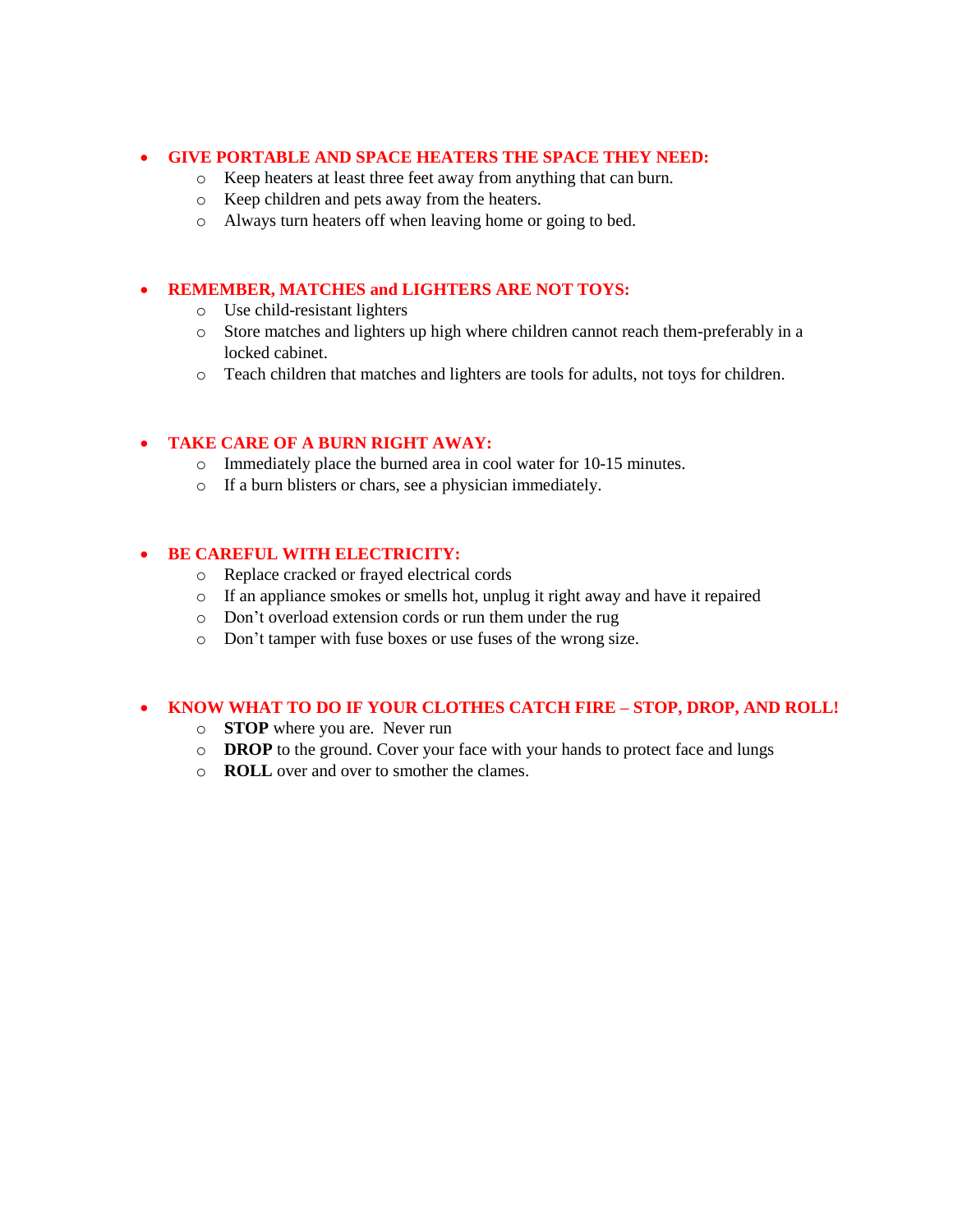- **GIVE PORTABLE AND SPACE HEATERS THE SPACE THEY NEED:**
  - Keep heaters at least three feet away from anything that can burn.
  - Keep children and pets away from the heaters.
  - Always turn heaters off when leaving home or going to bed.

- **REMEMBER, MATCHES and LIGHTERS ARE NOT TOYS:**
  - Use child-resistant lighters
  - Store matches and lighters up high where children cannot reach them-preferably in a locked cabinet.
  - Teach children that matches and lighters are tools for adults, not toys for children.

- **TAKE CARE OF A BURN RIGHT AWAY:**
  - Immediately place the burned area in cool water for 10-15 minutes.
  - If a burn blisters or chars, see a physician immediately.

- **BE CAREFUL WITH ELECTRICITY:**
  - Replace cracked or frayed electrical cords
  - If an appliance smokes or smells hot, unplug it right away and have it repaired
  - Don't overload extension cords or run them under the rug
  - Don't tamper with fuse boxes or use fuses of the wrong size.

- **KNOW WHAT TO DO IF YOUR CLOTHES CATCH FIRE – STOP, DROP, AND ROLL!**
  - **STOP** where you are. Never run
  - **DROP** to the ground. Cover your face with your hands to protect face and lungs
  - **ROLL** over and over to smother the clames.